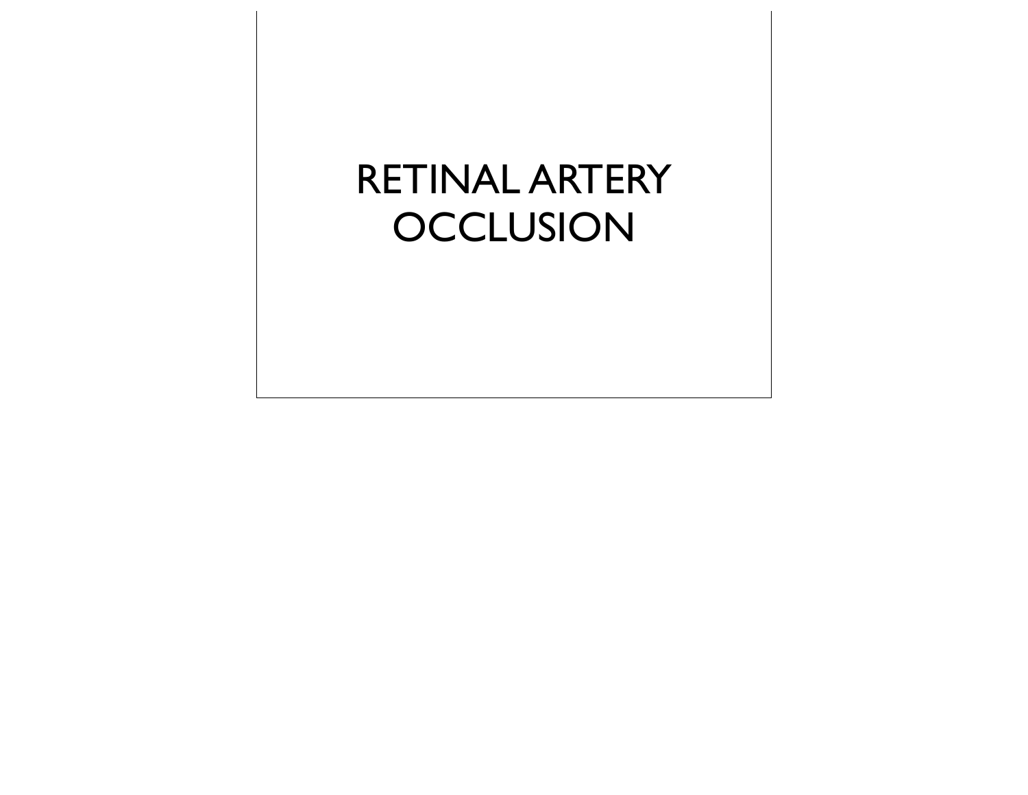# RETINAL ARTERY OCCLUSION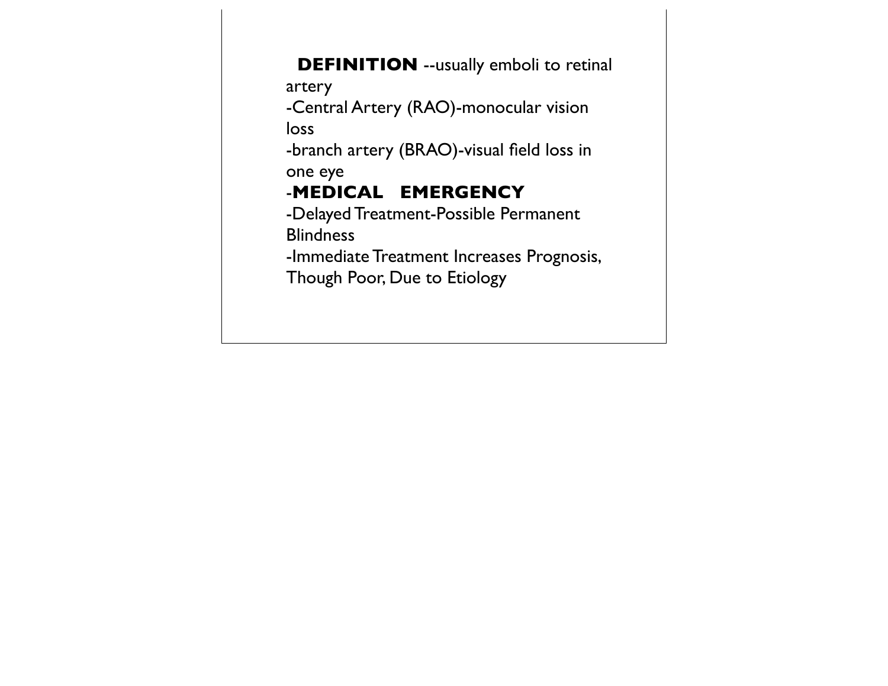**DEFINITION** --usually emboli to retinal artery

-Central Artery (RAO)-monocular vision loss

-branch artery (BRAO)-visual field loss in one eye

-**MEDICAL EMERGENCY**

-Delayed Treatment-Possible Permanent Blindness

-Immediate Treatment Increases Prognosis, Though Poor, Due to Etiology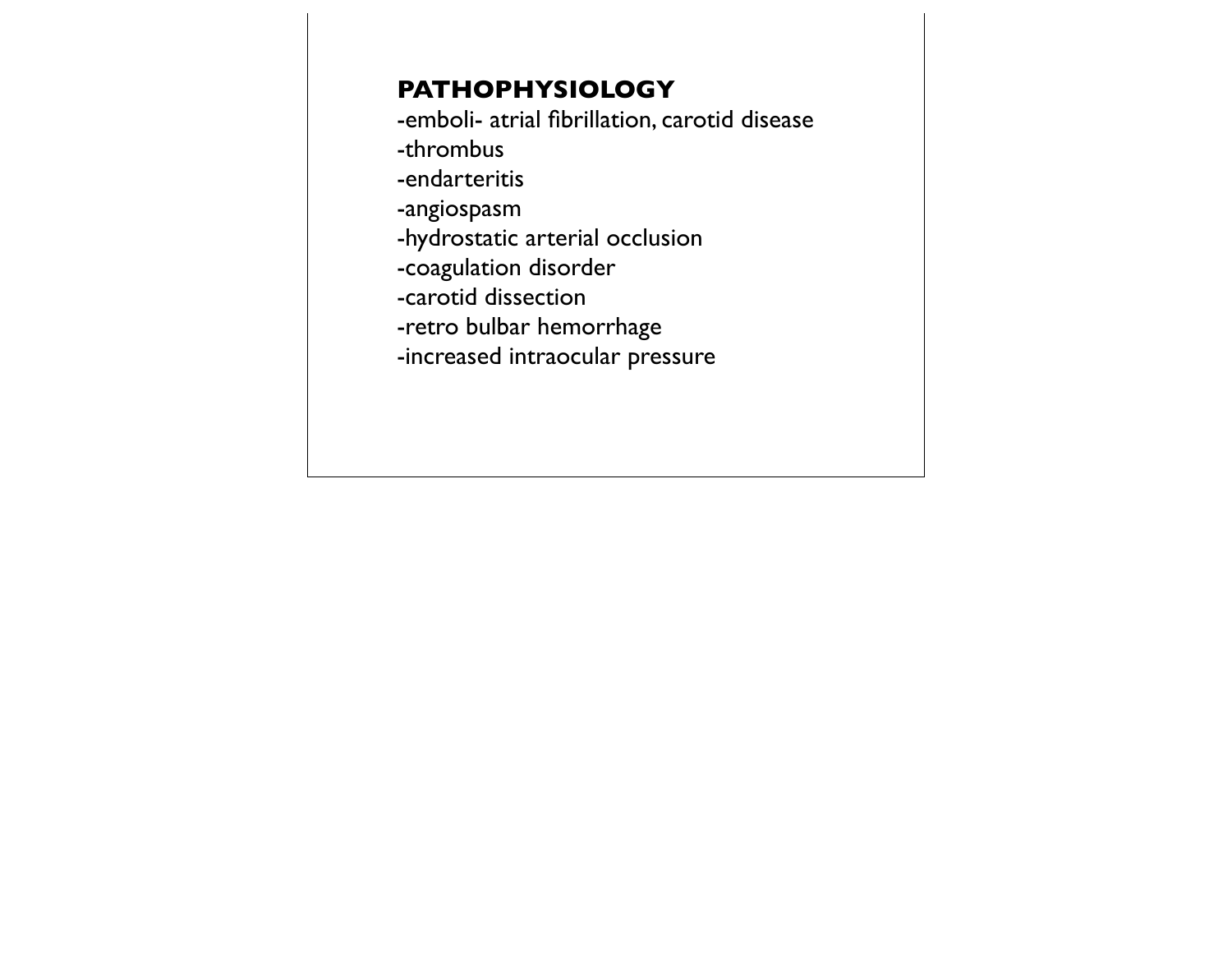**PATHOPHYSIOLOGY**

-emboli- atrial fibrillation, carotid disease
-thrombus
-endarteritis
-angiospasm
-hydrostatic arterial occlusion
-coagulation disorder
-carotid dissection
-retro bulbar hemorrhage
-increased intraocular pressure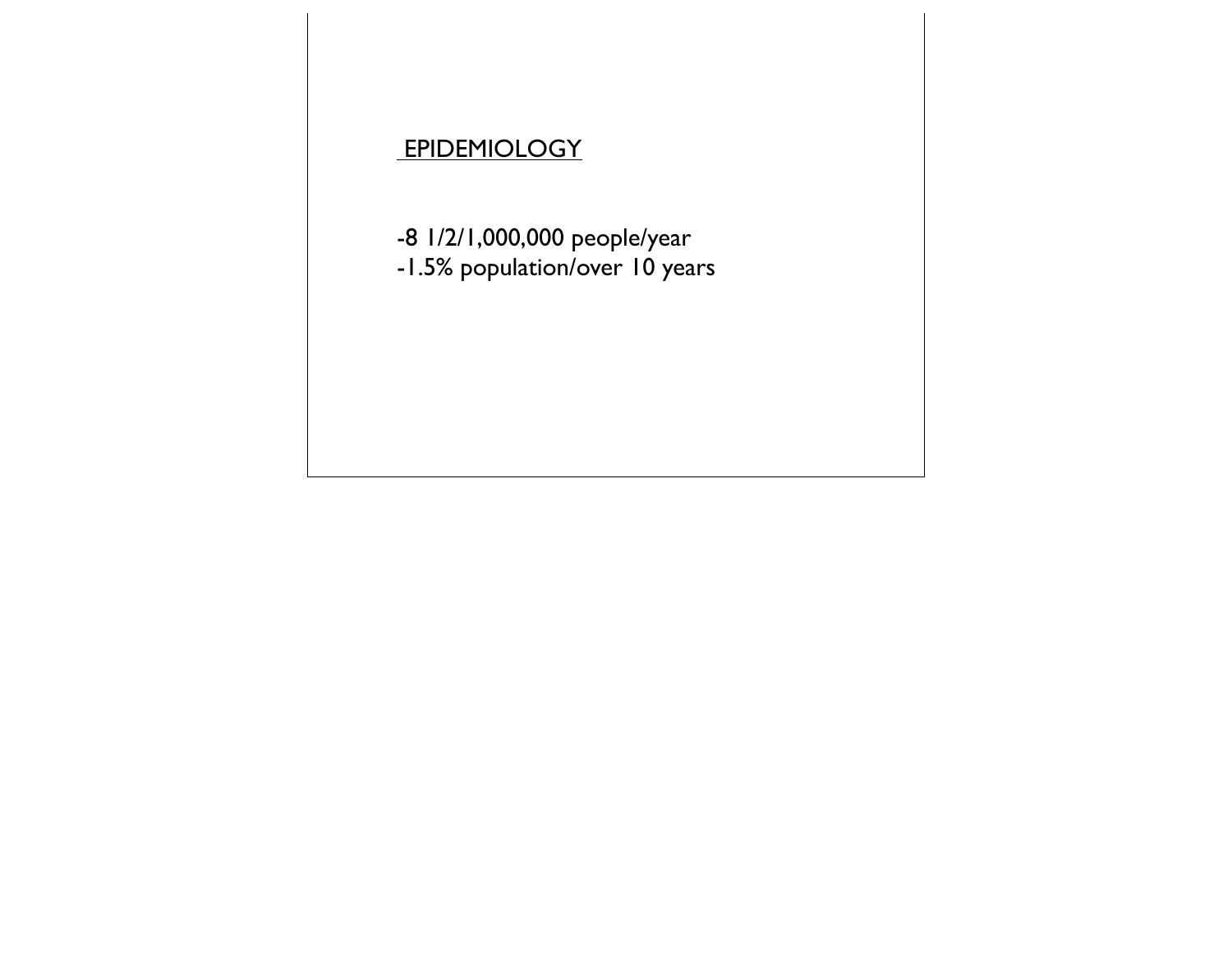## EPIDEMIOLOGY

-8 1/2/1,000,000 people/year
-1.5% population/over 10 years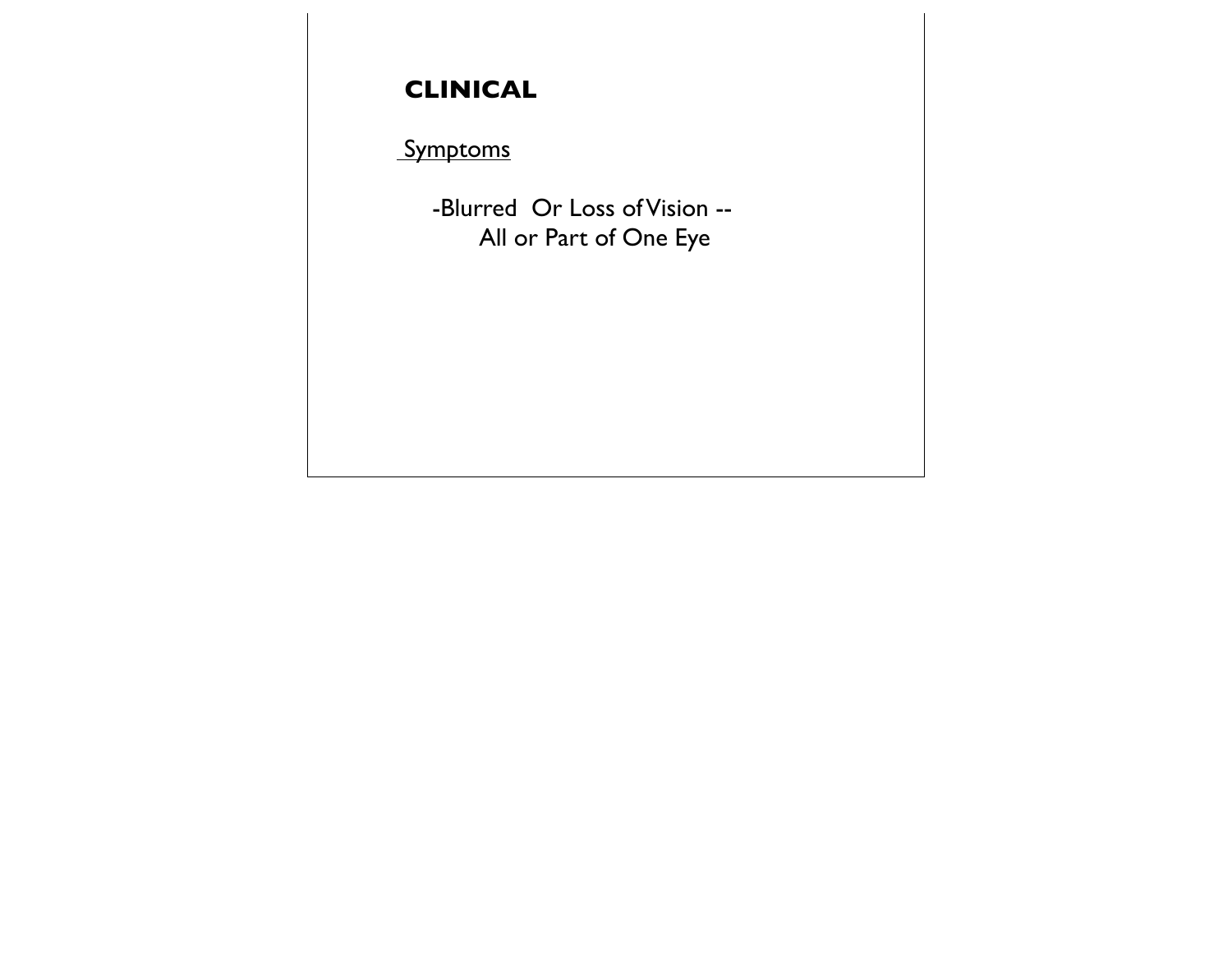# CLINICAL

Symptoms

-Blurred Or Loss of Vision -- All or Part of One Eye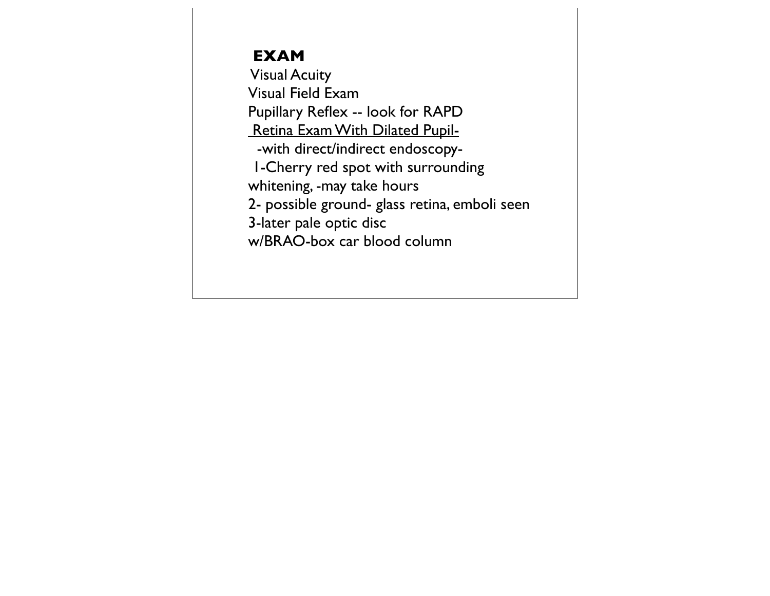## EXAM

Visual Acuity

Visual Field Exam

Pupillary Reflex -- look for RAPD

<u>Retina Exam With Dilated Pupil-</u>

-with direct/indirect endoscopy-

1-Cherry red spot with surrounding whitening, -may take hours

2- possible ground- glass retina, emboli seen

3-later pale optic disc

w/BRAO-box car blood column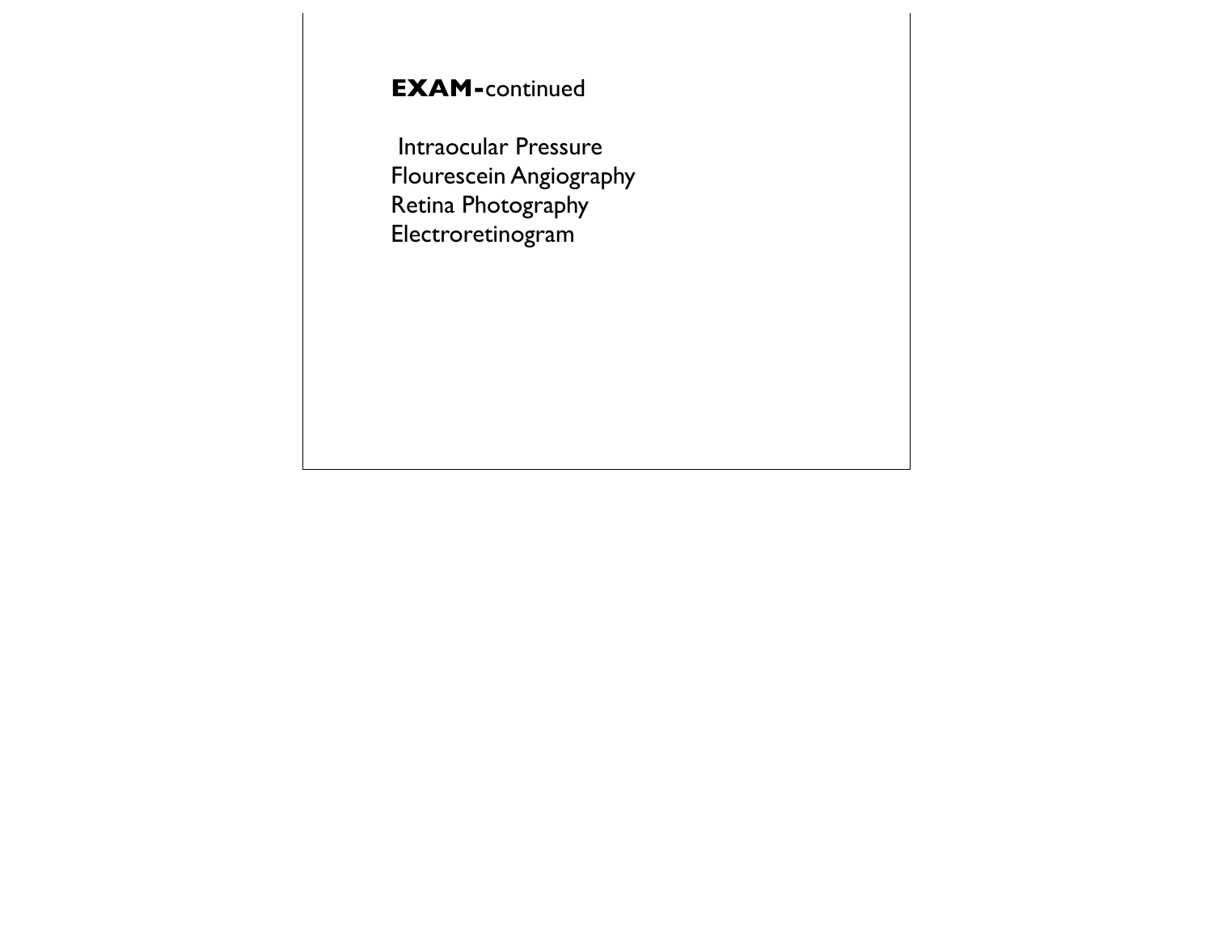**EXAM-**continued

Intraocular Pressure
Flourescein Angiography
Retina Photography
Electroretinogram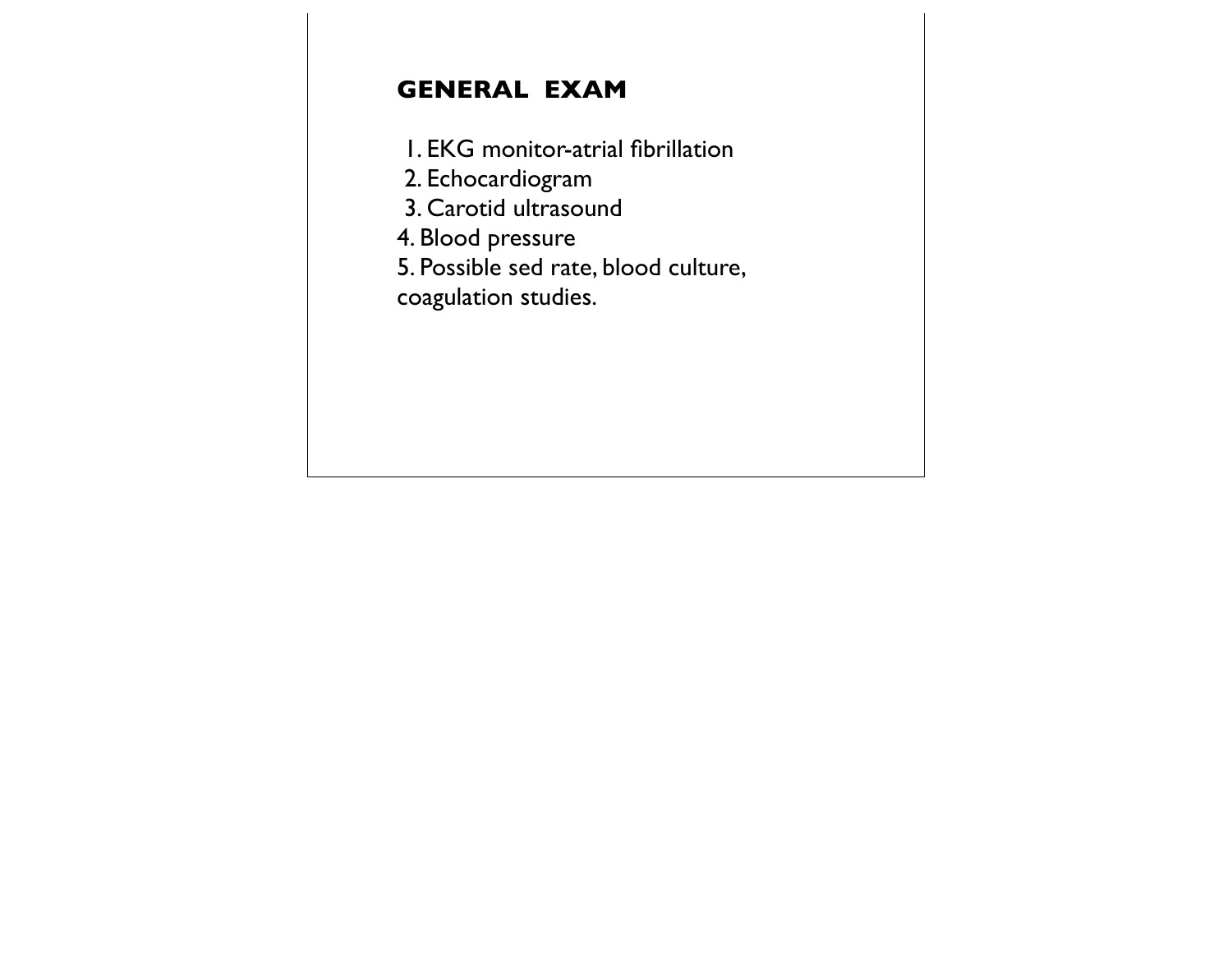## GENERAL EXAM

1. EKG monitor-atrial fibrillation
2. Echocardiogram
3. Carotid ultrasound
4. Blood pressure
5. Possible sed rate, blood culture, coagulation studies.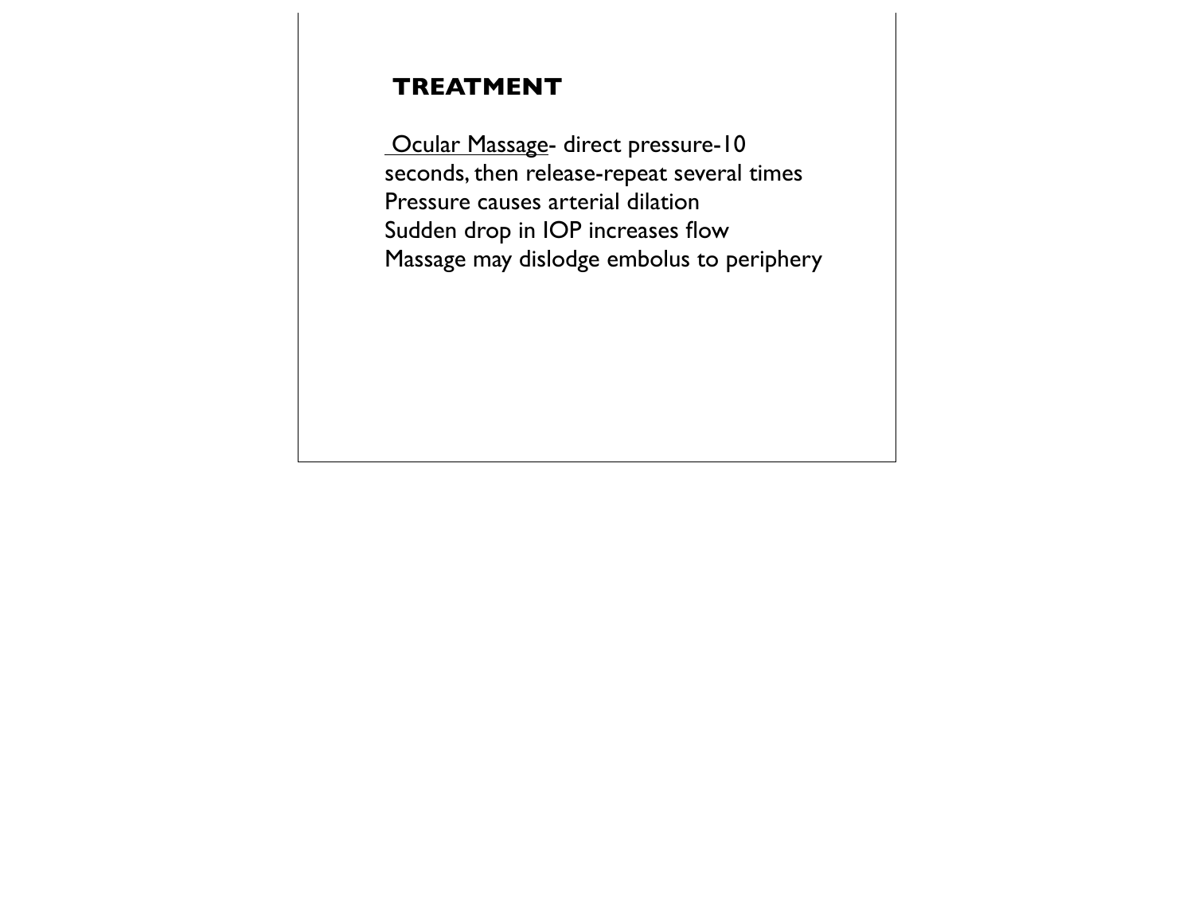## TREATMENT

Ocular Massage- direct pressure-10 seconds, then release-repeat several times
Pressure causes arterial dilation
Sudden drop in IOP increases flow
Massage may dislodge embolus to periphery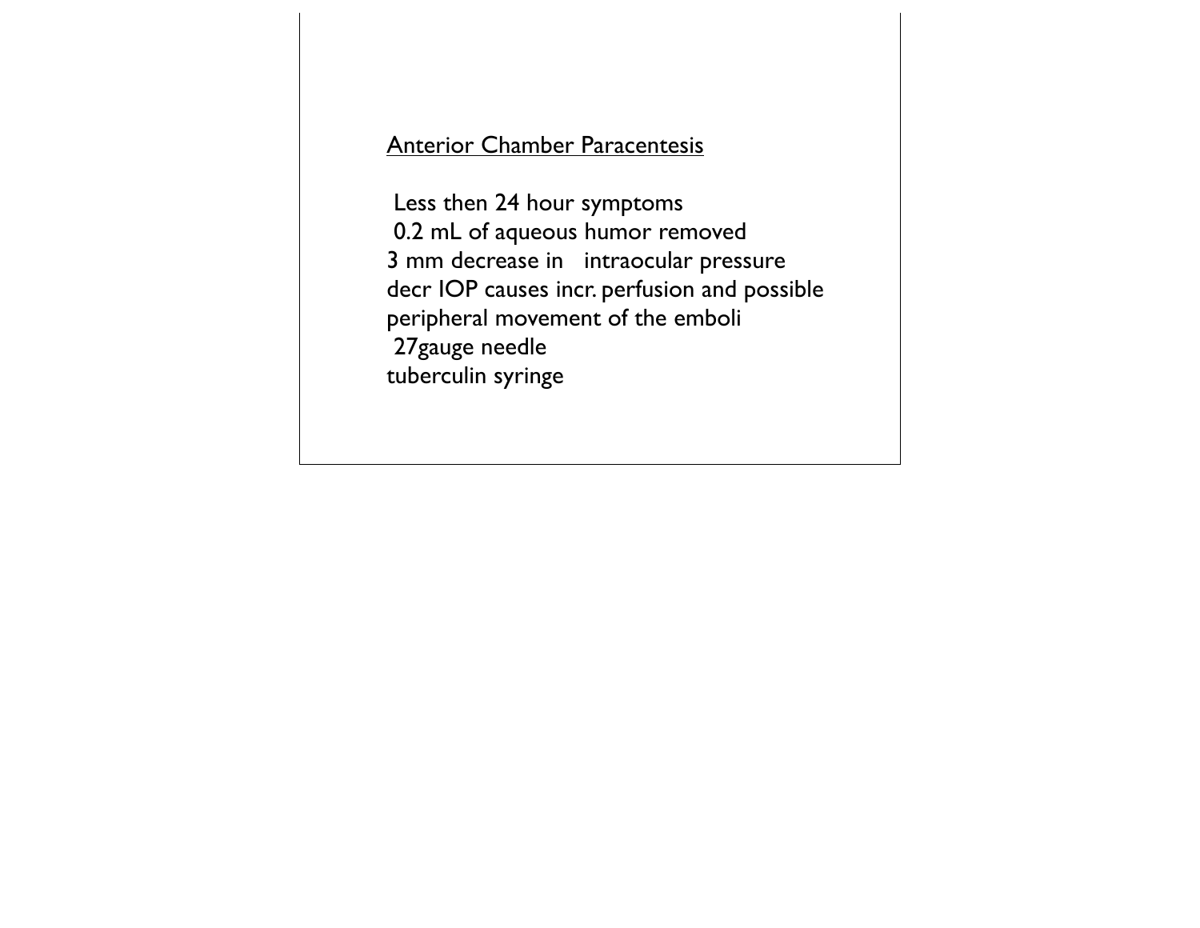Anterior Chamber Paracentesis

Less then 24 hour symptoms
0.2 mL of aqueous humor removed
3 mm decrease in intraocular pressure
decr IOP causes incr. perfusion and possible peripheral movement of the emboli
27gauge needle
tuberculin syringe